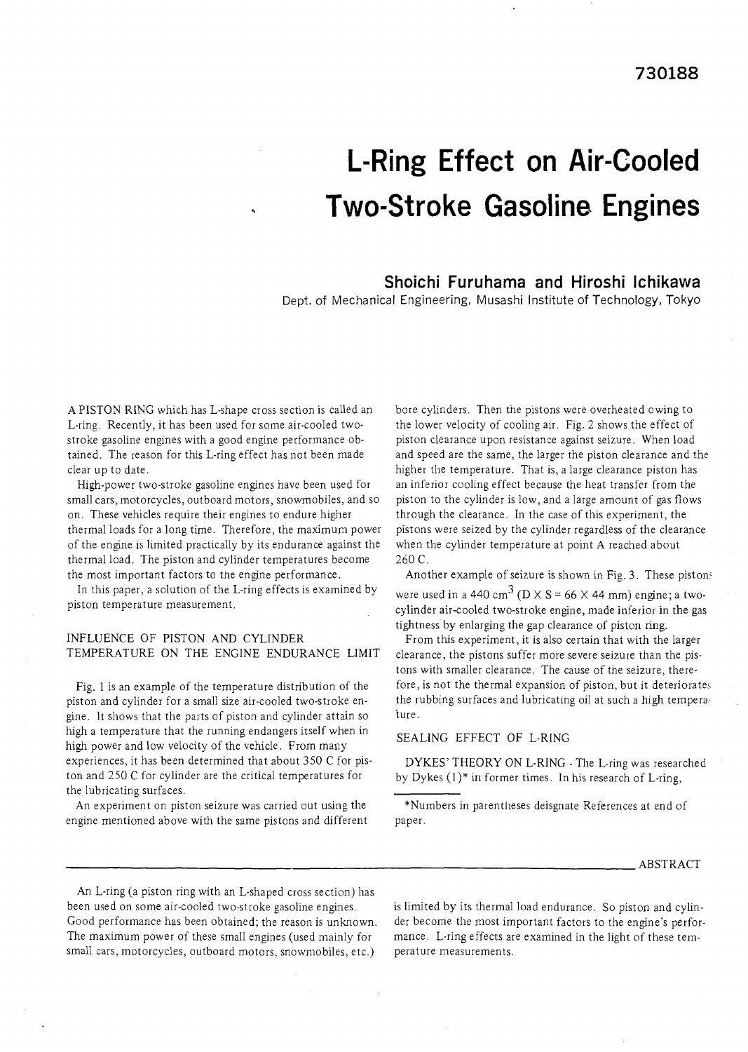730188

# L-Ring Effect on Air-Cooled Two-Stroke Gasoline Engines

**Shoichi Furuhama and Hiroshi Ichikawa**

Dept. of Mechanical Engineering, Musashi Institute of Technology, Tokyo

A PISTON RING which has L-shape cross section is called an L-ring. Recently, it has been used for some air-cooled two-stroke gasoline engines with a good engine performance obtained. The reason for this L-ring effect has not been made clear up to date.

High-power two-stroke gasoline engines have been used for small cars, motorcycles, outboard motors, snowmobiles, and so on. These vehicles require their engines to endure higher thermal loads for a long time. Therefore, the maximum power of the engine is limited practically by its endurance against the thermal load. The piston and cylinder temperatures become the most important factors to the engine performance.

In this paper, a solution of the L-ring effects is examined by piston temperature measurement.

## INFLUENCE OF PISTON AND CYLINDER TEMPERATURE ON THE ENGINE ENDURANCE LIMIT

Fig. 1 is an example of the temperature distribution of the piston and cylinder for a small size air-cooled two-stroke engine. It shows that the parts of piston and cylinder attain so high a temperature that the running endangers itself when in high power and low velocity of the vehicle. From many experiences, it has been determined that about 350 C for piston and 250 C for cylinder are the critical temperatures for the lubricating surfaces.

An experiment on piston seizure was carried out using the engine mentioned above with the same pistons and different bore cylinders. Then the pistons were overheated owing to the lower velocity of cooling air. Fig. 2 shows the effect of piston clearance upon resistance against seizure. When load and speed are the same, the larger the piston clearance and the higher the temperature. That is, a large clearance piston has an inferior cooling effect because the heat transfer from the piston to the cylinder is low, and a large amount of gas flows through the clearance. In the case of this experiment, the pistons were seized by the cylinder regardless of the clearance when the cylinder temperature at point A reached about 260 C.

Another example of seizure is shown in Fig. 3. These pistons were used in a 440 $cm^3$ ($D \times S = 66 \times 44$ mm) engine; a two-cylinder air-cooled two-stroke engine, made inferior in the gas tightness by enlarging the gap clearance of piston ring.

From this experiment, it is also certain that with the larger clearance, the pistons suffer more severe seizure than the pistons with smaller clearance. The cause of the seizure, therefore, is not the thermal expansion of piston, but it deteriorates the rubbing surfaces and lubricating oil at such a high temperature.

## SEALING EFFECT OF L-RING

DYKES' THEORY ON L-RING - The L-ring was researched by Dykes (1)* in former times. In his research of L-ring,

*Numbers in parentheses deisgnate References at end of paper.

## ABSTRACT

An L-ring (a piston ring with an L-shaped cross section) has been used on some air-cooled two-stroke gasoline engines. Good performance has been obtained; the reason is unknown. The maximum power of these small engines (used mainly for small cars, motorcycles, outboard motors, snowmobiles, etc.) is limited by its thermal load endurance. So piston and cylinder become the most important factors to the engine's performance. L-ring effects are examined in the light of these temperature measurements.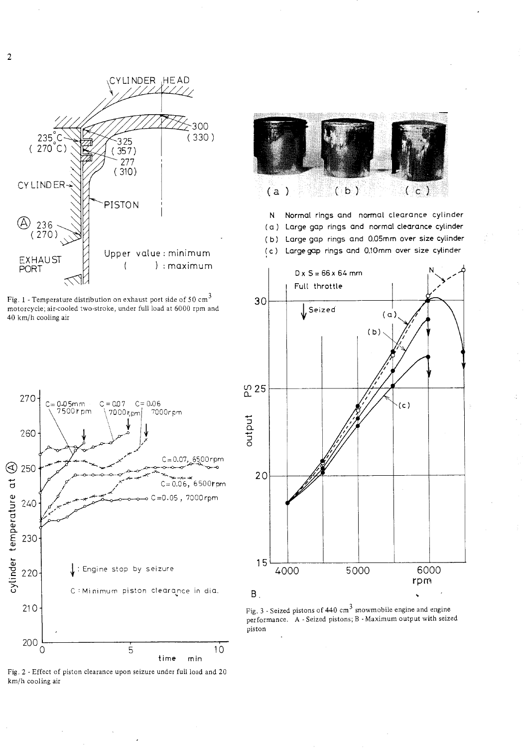Fig. 1 - Temperature distribution on exhaust port side of 50 $cm^3$ motorcycle; air-cooled two-stroke, under full load at 6000 rpm and 40 km/h cooling air

Fig. 2 - Effect of piston clearance upon seizure under full load and 20 km/h cooling air

Fig. 3 - Seized pistons of 440 $cm^3$ snowmobile engine and engine performance. A - Seized pistons; B - Maximum output with seized piston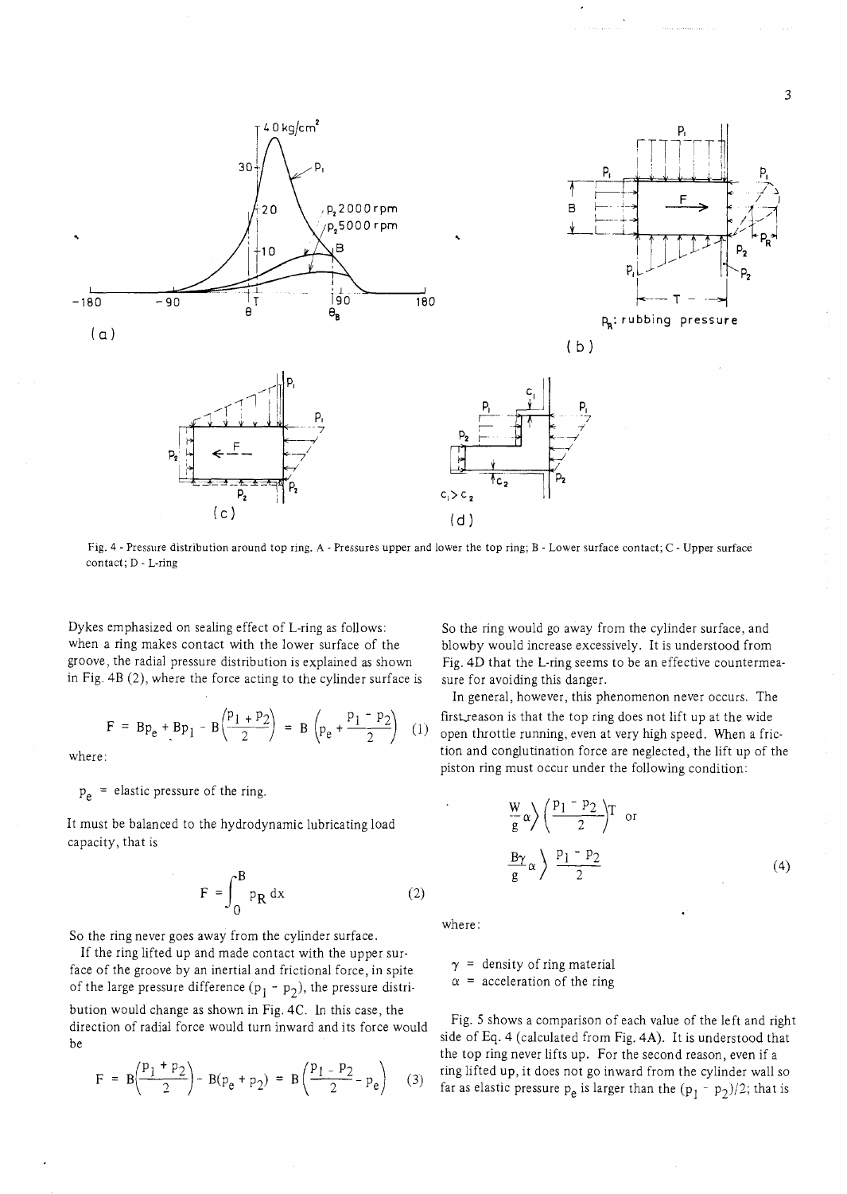Fig. 4 - Pressure distribution around top ring. A - Pressures upper and lower the top ring; B - Lower surface contact; C - Upper surface contact; D - L-ring

Dykes emphasized on sealing effect of L-ring as follows: when a ring makes contact with the lower surface of the groove, the radial pressure distribution is explained as shown in Fig. 4B (2), where the force acting to the cylinder surface is

$$F = Bp_e + Bp_1 - B\left(\frac{p_1 + p_2}{2}\right) = B\left(p_e + \frac{p_1 - p_2}{2}\right) \quad (1)$$

where:

$p_e$ = elastic pressure of the ring.

It must be balanced to the hydrodynamic lubricating load capacity, that is

$$F = \int_0^B p_R \, dx \quad (2)$$

So the ring never goes away from the cylinder surface.

If the ring lifted up and made contact with the upper surface of the groove by an inertial and frictional force, in spite of the large pressure difference $(p_1 - p_2)$, the pressure distribution would change as shown in Fig. 4C. In this case, the direction of radial force would turn inward and its force would be

$$F = B\left(\frac{p_1 + p_2}{2}\right) - B(p_e + p_2) = B\left(\frac{p_1 - p_2}{2} - p_e\right) \quad (3)$$

So the ring would go away from the cylinder surface, and blowby would increase excessively. It is understood from Fig. 4D that the L-ring seems to be an effective countermeasure for avoiding this danger.

In general, however, this phenomenon never occurs. The first reason is that the top ring does not lift up at the wide open throttle running, even at very high speed. When a friction and conglutination force are neglected, the lift up of the piston ring must occur under the following condition:

$$\frac{W}{g}\alpha > \left(\frac{p_1 - p_2}{2}\right)T \quad \text{or}$$

$$\frac{B\gamma}{g}\alpha > \frac{p_1 - p_2}{2} \quad (4)$$

where:

$\gamma$ = density of ring material
$\alpha$ = acceleration of the ring

Fig. 5 shows a comparison of each value of the left and right side of Eq. 4 (calculated from Fig. 4A). It is understood that the top ring never lifts up. For the second reason, even if a ring lifted up, it does not go inward from the cylinder wall so far as elastic pressure $p_e$ is larger than the $(p_1 - p_2)/2$; that is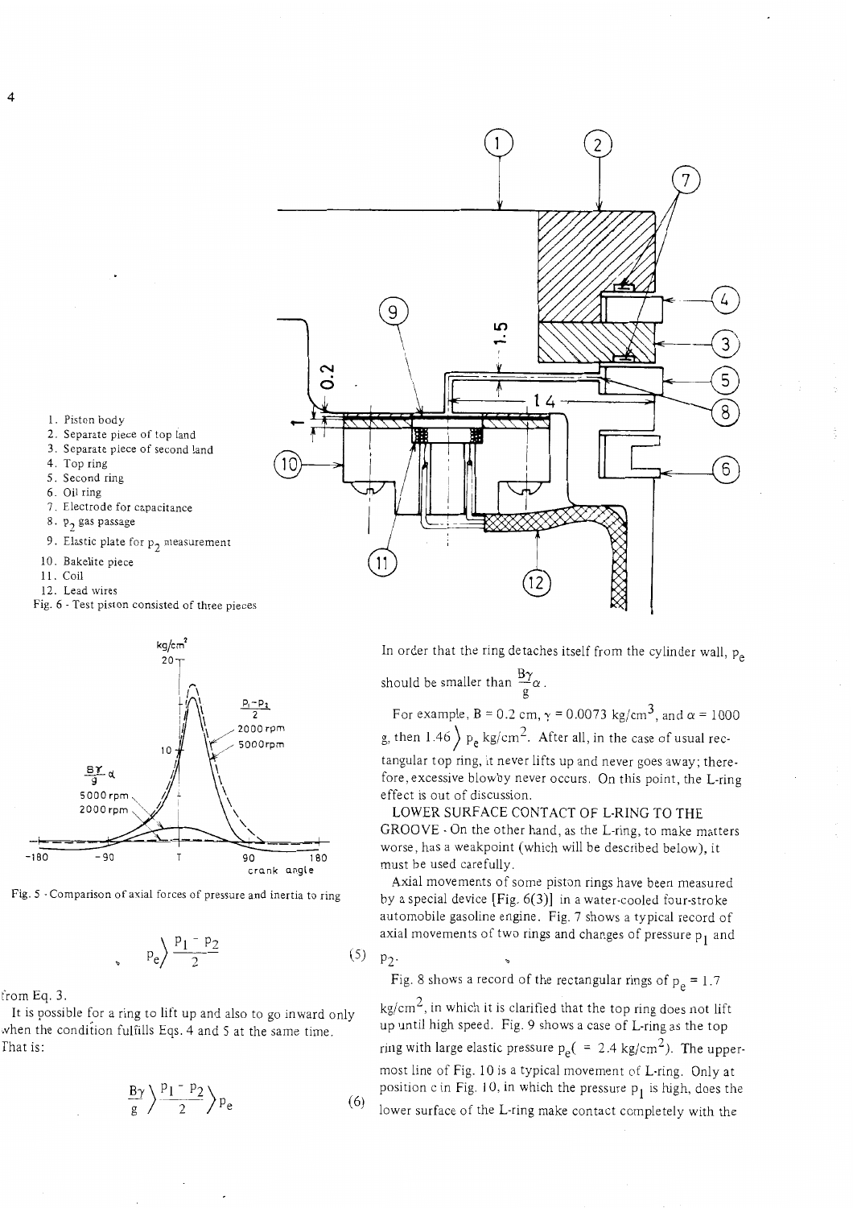1. Piston body
2. Separate piece of top land
3. Separate piece of second land
4. Top ring
5. Second ring
6. Oil ring
7. Electrode for capacitance
8. $p_2$ gas passage
9. Elastic plate for $p_2$ measurement
10. Bakelite piece
11. Coil
12. Lead wires

Fig. 6 - Test piston consisted of three pieces

Fig. 5 - Comparison of axial forces of pressure and inertia to ring

$$p_e \rangle \frac{p_1 - p_2}{2} \tag{5}$$

from Eq. 3.

It is possible for a ring to lift up and also to go inward only when the condition fulfills Eqs. 4 and 5 at the same time. That is:

$$\frac{B\gamma}{g} \rangle \frac{p_1 - p_2}{2} \rangle p_e \tag{6}$$

In order that the ring detaches itself from the cylinder wall, $p_e$ should be smaller than $\frac{B\gamma}{g}\alpha$.

For example, $B = 0.2$ cm, $\gamma = 0.0073$ kg/cm$^3$, and $\alpha = 1000$ g, then $1.46 \rangle p_e$ kg/cm$^2$. After all, in the case of usual rectangular top ring, it never lifts up and never goes away; therefore, excessive blowby never occurs. On this point, the L-ring effect is out of discussion.

LOWER SURFACE CONTACT OF L-RING TO THE GROOVE - On the other hand, as the L-ring, to make matters worse, has a weakpoint (which will be described below), it must be used carefully.

Axial movements of some piston rings have been measured by a special device [Fig. 6(3)] in a water-cooled four-stroke automobile gasoline engine. Fig. 7 shows a typical record of axial movements of two rings and changes of pressure $p_1$ and $p_2$.

Fig. 8 shows a record of the rectangular rings of $p_e = 1.7$ kg/cm$^2$, in which it is clarified that the top ring does not lift up until high speed. Fig. 9 shows a case of L-ring as the top ring with large elastic pressure $p_e$( $= 2.4$ kg/cm$^2$). The uppermost line of Fig. 10 is a typical movement of L-ring. Only at position c in Fig. 10, in which the pressure $p_1$ is high, does the lower surface of the L-ring make contact completely with the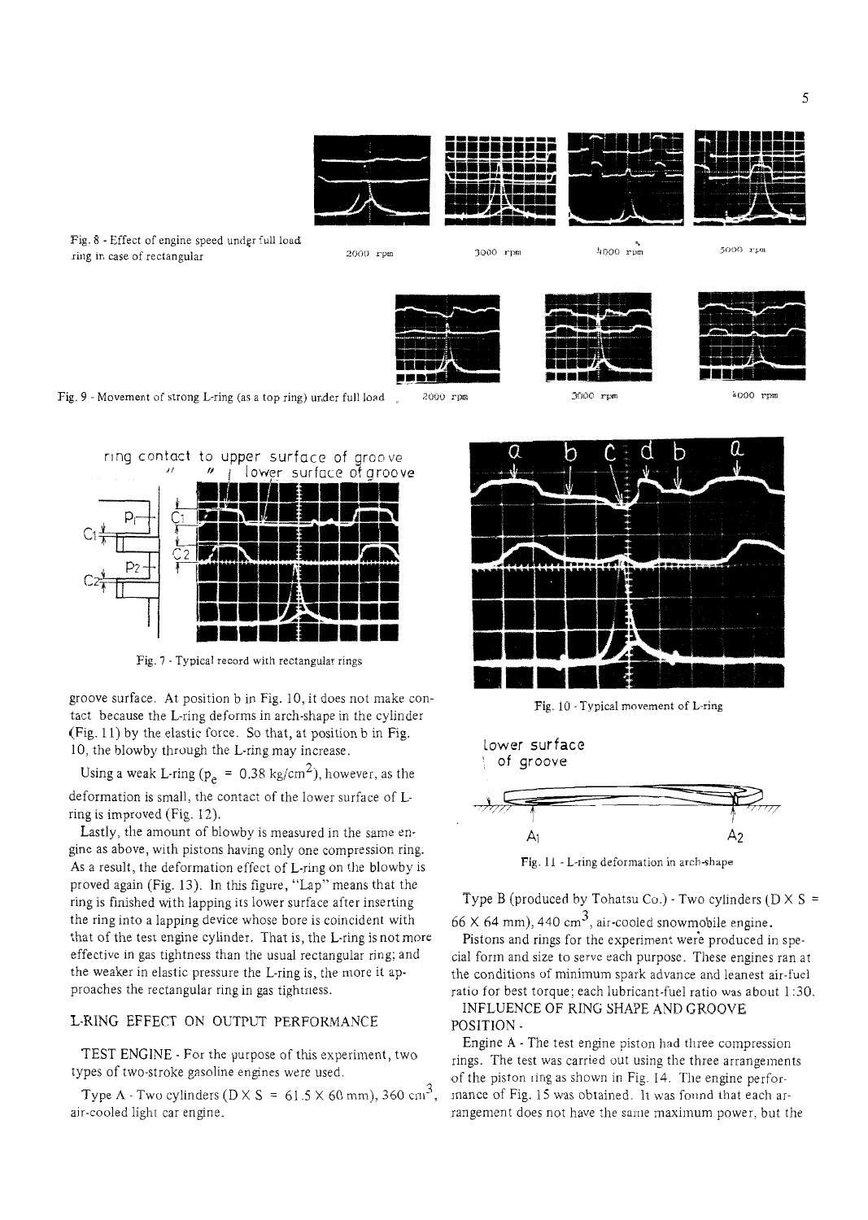Fig. 8 - Effect of engine speed under full load ring in case of rectangular

2000 rpm 3000 rpm 4000 rpm 5000 rpm

Fig. 9 - Movement of strong L-ring (as a top ring) under full load

2000 rpm 3000 rpm 4000 rpm

ring contact to upper surface of groove

" " lower surface of groove

Fig. 7 - Typical record with rectangular rings

Fig. 10 - Typical movement of L-ring

Lower surface of groove

Fig. 11 - L-ring deformation in arch-shape

groove surface. At position b in Fig. 10, it does not make contact because the L-ring deforms in arch-shape in the cylinder (Fig. 11) by the elastic force. So that, at position b in Fig. 10, the blowby through the L-ring may increase.

Using a weak L-ring ($p_e$ = 0.38 kg/cm$^2$), however, as the deformation is small, the contact of the lower surface of L-ring is improved (Fig. 12).

Lastly, the amount of blowby is measured in the same engine as above, with pistons having only one compression ring. As a result, the deformation effect of L-ring on the blowby is proved again (Fig. 13). In this figure, "Lap" means that the ring is finished with lapping its lower surface after inserting the ring into a lapping device whose bore is coincident with that of the test engine cylinder. That is, the L-ring is not more effective in gas tightness than the usual rectangular ring; and the weaker in elastic pressure the L-ring is, the more it approaches the rectangular ring in gas tightness.

## L-RING EFFECT ON OUTPUT PERFORMANCE

TEST ENGINE - For the purpose of this experiment, two types of two-stroke gasoline engines were used.

Type A - Two cylinders (D × S = 61.5 × 60 mm), 360 cm$^3$, air-cooled light car engine.

Type B (produced by Tohatsu Co.) - Two cylinders (D × S = 66 × 64 mm), 440 cm$^3$, air-cooled snowmobile engine.

Pistons and rings for the experiment were produced in special form and size to serve each purpose. These engines ran at the conditions of minimum spark advance and leanest air-fuel ratio for best torque; each lubricant-fuel ratio was about 1:30.

INFLUENCE OF RING SHAPE AND GROOVE POSITION -

Engine A - The test engine piston had three compression rings. The test was carried out using the three arrangements of the piston ring as shown in Fig. 14. The engine performance of Fig. 15 was obtained. It was found that each arrangement does not have the same maximum power, but the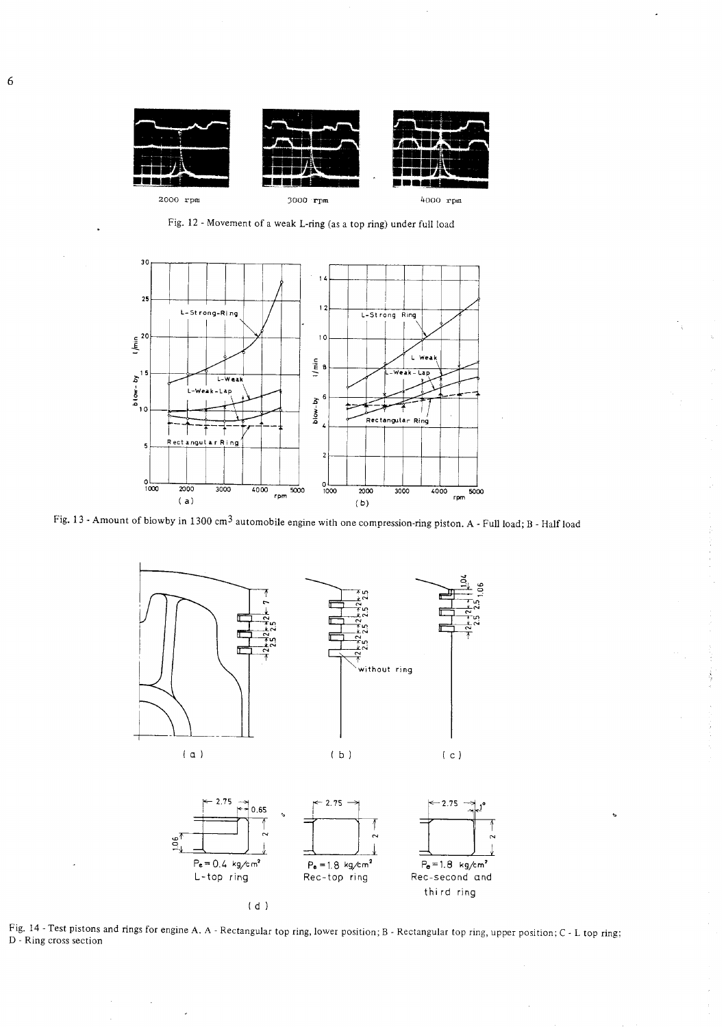Fig. 12 - Movement of a weak L-ring (as a top ring) under full load

Fig. 13 - Amount of blowby in 1300 $cm^3$ automobile engine with one compression-ring piston. A - Full load; B - Half load

Fig. 14 - Test pistons and rings for engine A. A - Rectangular top ring, lower position; B - Rectangular top ring, upper position; C - L top ring; D - Ring cross section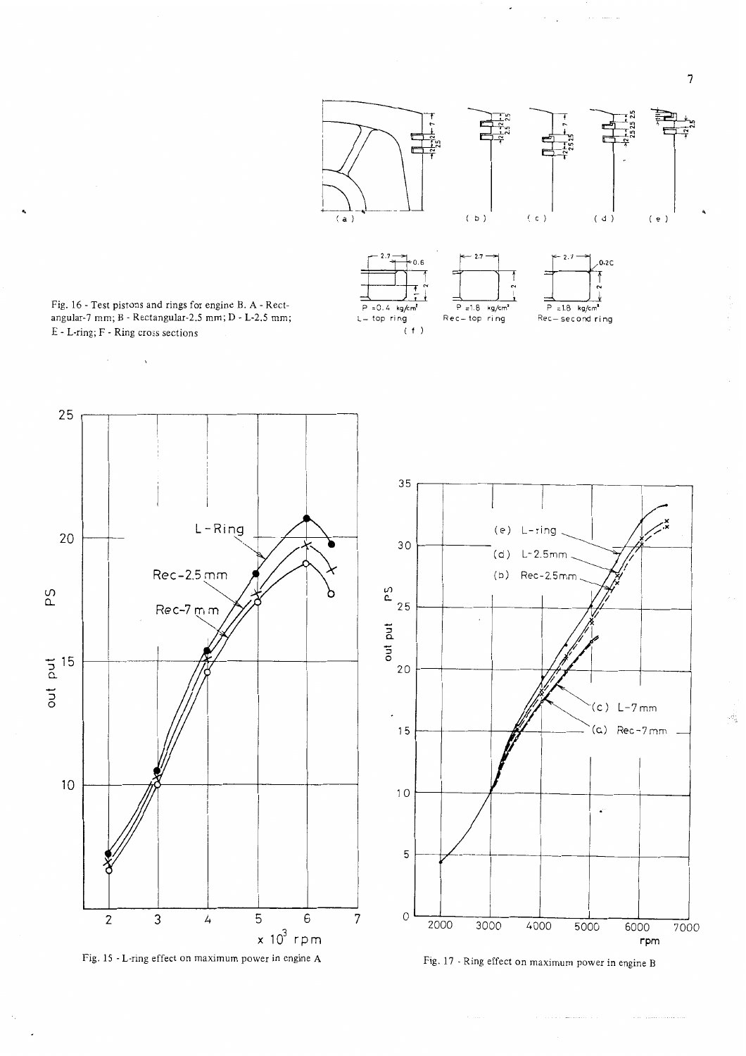Fig. 16 - Test pistons and rings for engine B. A - Rectangular-7 mm; B - Rectangular-2.5 mm; D - L-2.5 mm; E - L-ring; F - Ring cross sections

Fig. 15 - L-ring effect on maximum power in engine A

Fig. 17 - Ring effect on maximum power in engine B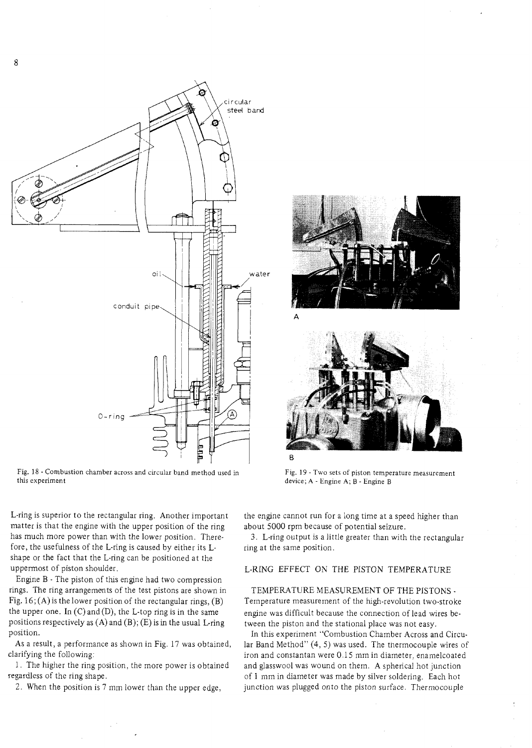Fig. 18 - Combustion chamber across and circular band method used in this experiment

Fig. 19 - Two sets of piston temperature measurement device; A - Engine A; B - Engine B

L-ring is superior to the rectangular ring. Another important matter is that the engine with the upper position of the ring has much more power than with the lower position. Therefore, the usefulness of the L-ring is caused by either its L-shape or the fact that the L-ring can be positioned at the uppermost of piston shoulder.

Engine B - The piston of this engine had two compression rings. The ring arrangements of the test pistons are shown in Fig. 16; (A) is the lower position of the rectangular rings, (B) the upper one. In (C) and (D), the L-top ring is in the same positions respectively as (A) and (B); (E) is in the usual L-ring position.

As a result, a performance as shown in Fig. 17 was obtained, clarifying the following:

1. The higher the ring position, the more power is obtained regardless of the ring shape.
2. When the position is 7 mm lower than the upper edge, the engine cannot run for a long time at a speed higher than about 5000 rpm because of potential seizure.
3. L-ring output is a little greater than with the rectangular ring at the same position.

## L-RING EFFECT ON THE PISTON TEMPERATURE

### TEMPERATURE MEASUREMENT OF THE PISTONS -

Temperature measurement of the high-revolution two-stroke engine was difficult because the connection of lead wires between the piston and the stational place was not easy.

In this experiment "Combustion Chamber Across and Circular Band Method" (4, 5) was used. The thermocouple wires of iron and constantan were 0.15 mm in diameter, enamelcoated and glasswool was wound on them. A spherical hot junction of 1 mm in diameter was made by silver soldering. Each hot junction was plugged onto the piston surface. Thermocouple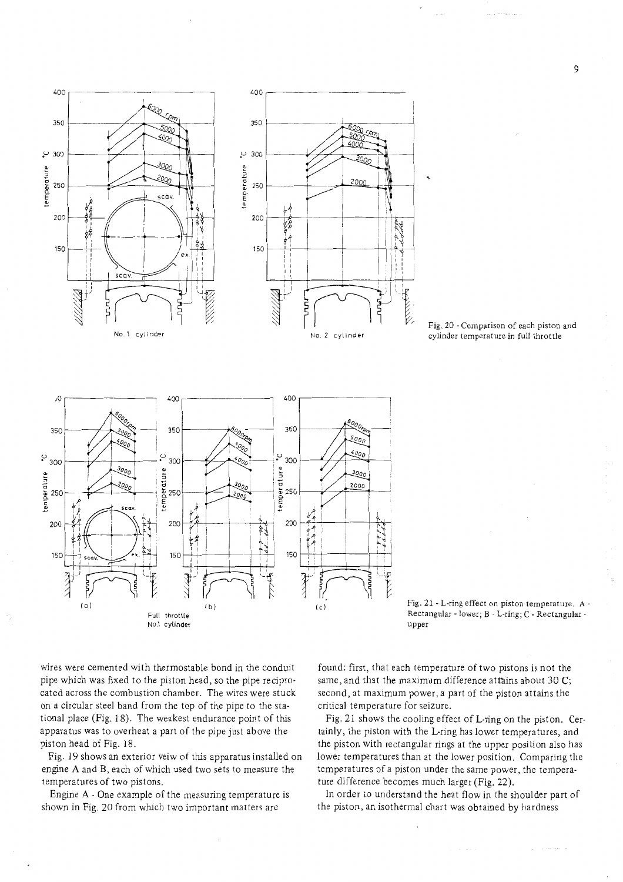Fig. 20 - Comparison of each piston and cylinder temperature in full throttle

Fig. 21 - L-ring effect on piston temperature. A - Rectangular - lower; B - L-ring; C - Rectangular - upper

wires were cemented with thermostable bond in the conduit pipe which was fixed to the piston head, so the pipe reciprocated across the combustion chamber. The wires were stuck on a circular steel band from the top of the pipe to the stational place (Fig. 18). The weakest endurance point of this apparatus was to overheat a part of the pipe just above the piston head of Fig. 18.

Fig. 19 shows an exterior veiw of this apparatus installed on engine A and B, each of which used two sets to measure the temperatures of two pistons.

Engine A - One example of the measuring temperature is shown in Fig. 20 from which two important matters are found: first, that each temperature of two pistons is not the same, and that the maximum difference attains about 30 C; second, at maximum power, a part of the piston attains the critical temperature for seizure.

Fig. 21 shows the cooling effect of L-ring on the piston. Certainly, the piston with the L-ring has lower temperatures, and the piston with rectangular rings at the upper position also has lower temperatures than at the lower position. Comparing the temperatures of a piston under the same power, the temperature difference becomes much larger (Fig. 22).

In order to understand the heat flow in the shoulder part of the piston, an isothermal chart was obtained by hardness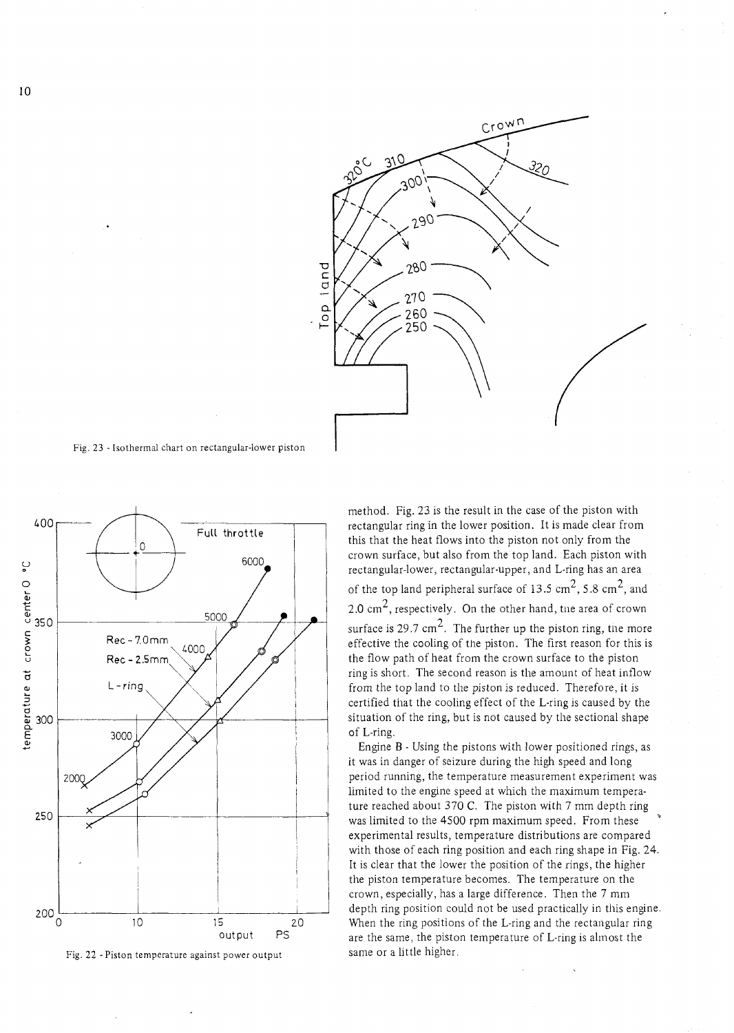Fig. 23 - Isothermal chart on rectangular-lower piston

Fig. 22 - Piston temperature against power output

method. Fig. 23 is the result in the case of the piston with rectangular ring in the lower position. It is made clear from this that the heat flows into the piston not only from the crown surface, but also from the top land. Each piston with rectangular-lower, rectangular-upper, and L-ring has an area of the top land peripheral surface of 13.5 $cm^2$, 5.8 $cm^2$, and 2.0 $cm^2$, respectively. On the other hand, the area of crown surface is 29.7 $cm^2$. The further up the piston ring, the more effective the cooling of the piston. The first reason for this is the flow path of heat from the crown surface to the piston ring is short. The second reason is the amount of heat inflow from the top land to the piston is reduced. Therefore, it is certified that the cooling effect of the L-ring is caused by the situation of the ring, but is not caused by the sectional shape of L-ring.

Engine B - Using the pistons with lower positioned rings, as it was in danger of seizure during the high speed and long period running, the temperature measurement experiment was limited to the engine speed at which the maximum temperature reached about 370 C. The piston with 7 mm depth ring was limited to the 4500 rpm maximum speed. From these experimental results, temperature distributions are compared with those of each ring position and each ring shape in Fig. 24. It is clear that the lower the position of the rings, the higher the piston temperature becomes. The temperature on the crown, especially, has a large difference. Then the 7 mm depth ring position could not be used practically in this engine. When the ring positions of the L-ring and the rectangular ring are the same, the piston temperature of L-ring is almost the same or a little higher.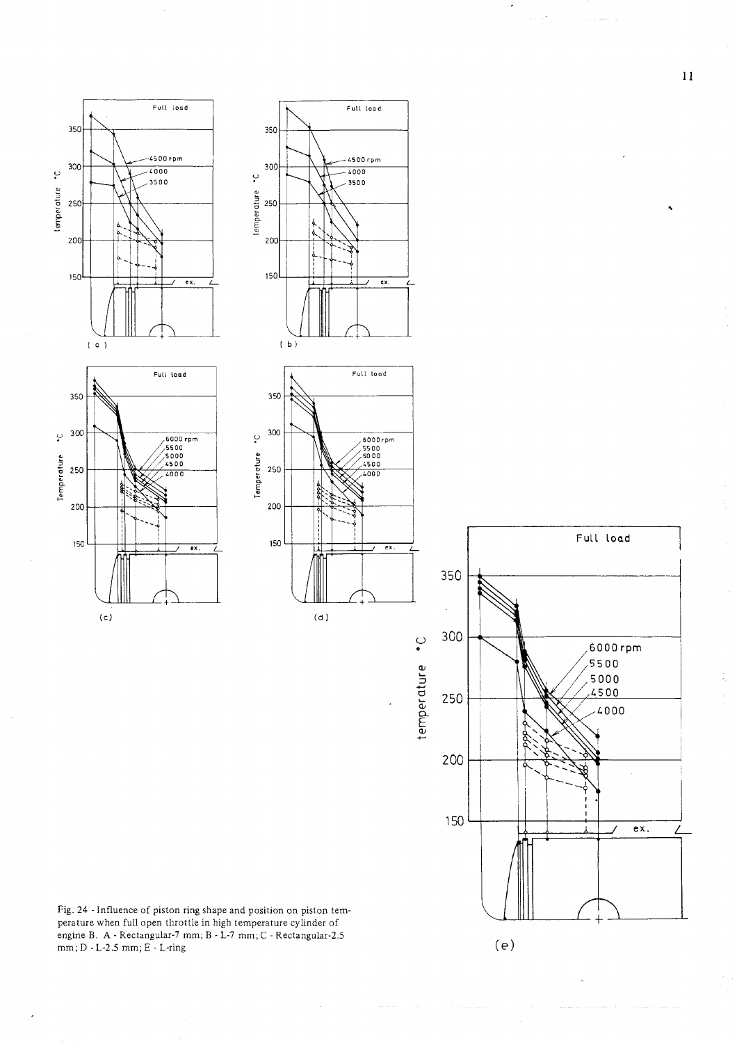Fig. 24 - Influence of piston ring shape and position on piston temperature when full open throttle in high temperature cylinder of engine B. A - Rectangular-7 mm; B - L-7 mm; C - Rectangular-2.5 mm; D - L-2.5 mm; E - L-ring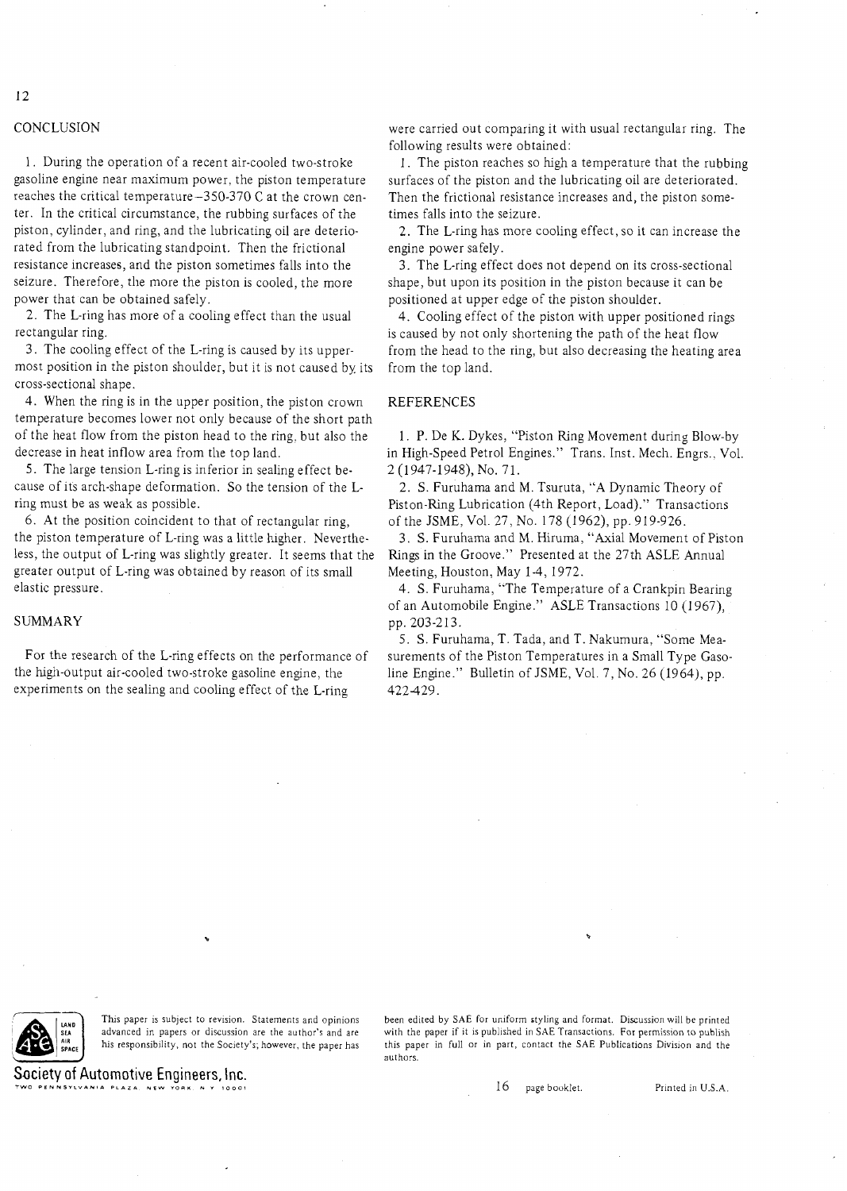## CONCLUSION

1. During the operation of a recent air-cooled two-stroke gasoline engine near maximum power, the piston temperature reaches the critical temperature –350-370 C at the crown center. In the critical circumstance, the rubbing surfaces of the piston, cylinder, and ring, and the lubricating oil are deteriorated from the lubricating standpoint. Then the frictional resistance increases, and the piston sometimes falls into the seizure. Therefore, the more the piston is cooled, the more power that can be obtained safely.

2. The L-ring has more of a cooling effect than the usual rectangular ring.

3. The cooling effect of the L-ring is caused by its uppermost position in the piston shoulder, but it is not caused by its cross-sectional shape.

4. When the ring is in the upper position, the piston crown temperature becomes lower not only because of the short path of the heat flow from the piston head to the ring, but also the decrease in heat inflow area from the top land.

5. The large tension L-ring is inferior in sealing effect because of its arch-shape deformation. So the tension of the L-ring must be as weak as possible.

6. At the position coincident to that of rectangular ring, the piston temperature of L-ring was a little higher. Nevertheless, the output of L-ring was slightly greater. It seems that the greater output of L-ring was obtained by reason of its small elastic pressure.

## SUMMARY

For the research of the L-ring effects on the performance of the high-output air-cooled two-stroke gasoline engine, the experiments on the sealing and cooling effect of the L-ring were carried out comparing it with usual rectangular ring. The following results were obtained:

1. The piston reaches so high a temperature that the rubbing surfaces of the piston and the lubricating oil are deteriorated. Then the frictional resistance increases and, the piston sometimes falls into the seizure.

2. The L-ring has more cooling effect, so it can increase the engine power safely.

3. The L-ring effect does not depend on its cross-sectional shape, but upon its position in the piston because it can be positioned at upper edge of the piston shoulder.

4. Cooling effect of the piston with upper positioned rings is caused by not only shortening the path of the heat flow from the head to the ring, but also decreasing the heating area from the top land.

## REFERENCES

1. P. De K. Dykes, "Piston Ring Movement during Blow-by in High-Speed Petrol Engines." Trans. Inst. Mech. Engrs., Vol. 2 (1947-1948), No. 71.

2. S. Furuhama and M. Tsuruta, "A Dynamic Theory of Piston-Ring Lubrication (4th Report, Load)." Transactions of the JSME, Vol. 27, No. 178 (1962), pp. 919-926.

3. S. Furuhama and M. Hiruma, "Axial Movement of Piston Rings in the Groove." Presented at the 27th ASLE Annual Meeting, Houston, May 1-4, 1972.

4. S. Furuhama, "The Temperature of a Crankpin Bearing of an Automobile Engine." ASLE Transactions 10 (1967), pp. 203-213.

5. S. Furuhama, T. Tada, and T. Nakumura, "Some Measurements of the Piston Temperatures in a Small Type Gasoline Engine." Bulletin of JSME, Vol. 7, No. 26 (1964), pp. 422-429.

This paper is subject to revision. Statements and opinions advanced in papers or discussion are the author's and are his responsibility, not the Society's; however, the paper has been edited by SAE for uniform styling and format. Discussion will be printed with the paper if it is published in SAE Transactions. For permission to publish this paper in full or in part, contact the SAE Publications Division and the authors.

**Society of Automotive Engineers, Inc.**
TWO PENNSYLVANIA PLAZA, NEW YORK, N.Y. 10001

16 page booklet.

Printed in U.S.A.